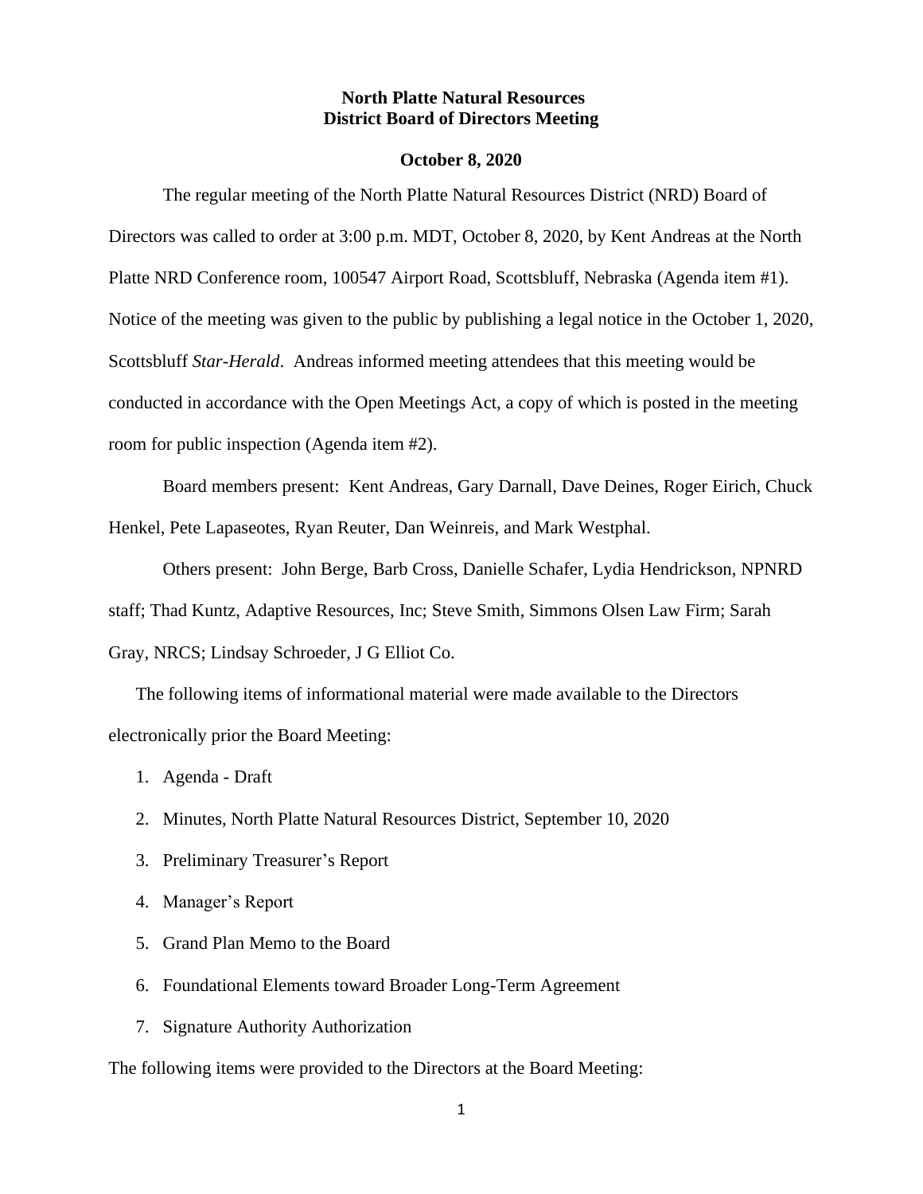# North Platte Natural Resources District Board of Directors Meeting

**October 8, 2020**

The regular meeting of the North Platte Natural Resources District (NRD) Board of Directors was called to order at 3:00 p.m. MDT, October 8, 2020, by Kent Andreas at the North Platte NRD Conference room, 100547 Airport Road, Scottsbluff, Nebraska (Agenda item #1). Notice of the meeting was given to the public by publishing a legal notice in the October 1, 2020, Scottsbluff *Star-Herald*. Andreas informed meeting attendees that this meeting would be conducted in accordance with the Open Meetings Act, a copy of which is posted in the meeting room for public inspection (Agenda item #2).

Board members present: Kent Andreas, Gary Darnall, Dave Deines, Roger Eirich, Chuck Henkel, Pete Lapaseotes, Ryan Reuter, Dan Weinreis, and Mark Westphal.

Others present: John Berge, Barb Cross, Danielle Schafer, Lydia Hendrickson, NPNRD staff; Thad Kuntz, Adaptive Resources, Inc; Steve Smith, Simmons Olsen Law Firm; Sarah Gray, NRCS; Lindsay Schroeder, J G Elliot Co.

The following items of informational material were made available to the Directors electronically prior the Board Meeting:

1. Agenda - Draft
2. Minutes, North Platte Natural Resources District, September 10, 2020
3. Preliminary Treasurer's Report
4. Manager's Report
5. Grand Plan Memo to the Board
6. Foundational Elements toward Broader Long-Term Agreement
7. Signature Authority Authorization

The following items were provided to the Directors at the Board Meeting: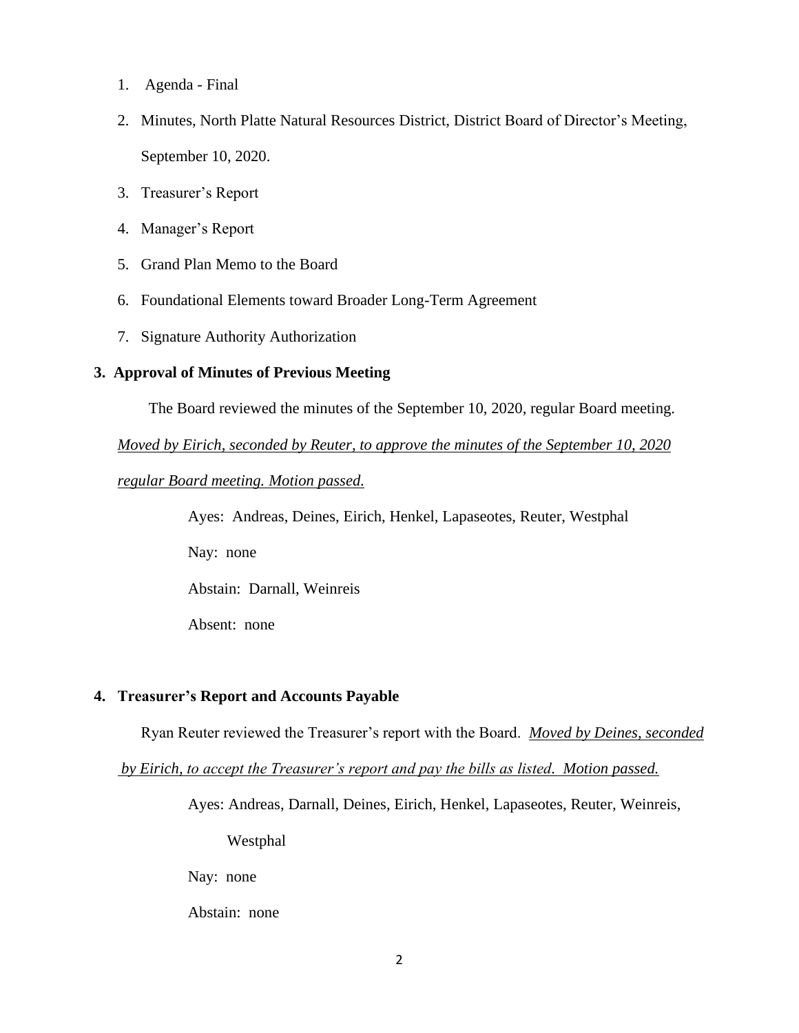1. Agenda - Final
2. Minutes, North Platte Natural Resources District, District Board of Director's Meeting, September 10, 2020.
3. Treasurer's Report
4. Manager's Report
5. Grand Plan Memo to the Board
6. Foundational Elements toward Broader Long-Term Agreement
7. Signature Authority Authorization

**3. Approval of Minutes of Previous Meeting**

The Board reviewed the minutes of the September 10, 2020, regular Board meeting. *Moved by Eirich, seconded by Reuter, to approve the minutes of the September 10, 2020 regular Board meeting. Motion passed.*

Ayes: Andreas, Deines, Eirich, Henkel, Lapaseotes, Reuter, Westphal

Nay: none

Abstain: Darnall, Weinreis

Absent: none

**4. Treasurer's Report and Accounts Payable**

Ryan Reuter reviewed the Treasurer's report with the Board. *Moved by Deines, seconded by Eirich, to accept the Treasurer's report and pay the bills as listed. Motion passed.*

Ayes: Andreas, Darnall, Deines, Eirich, Henkel, Lapaseotes, Reuter, Weinreis, Westphal

Nay: none

Abstain: none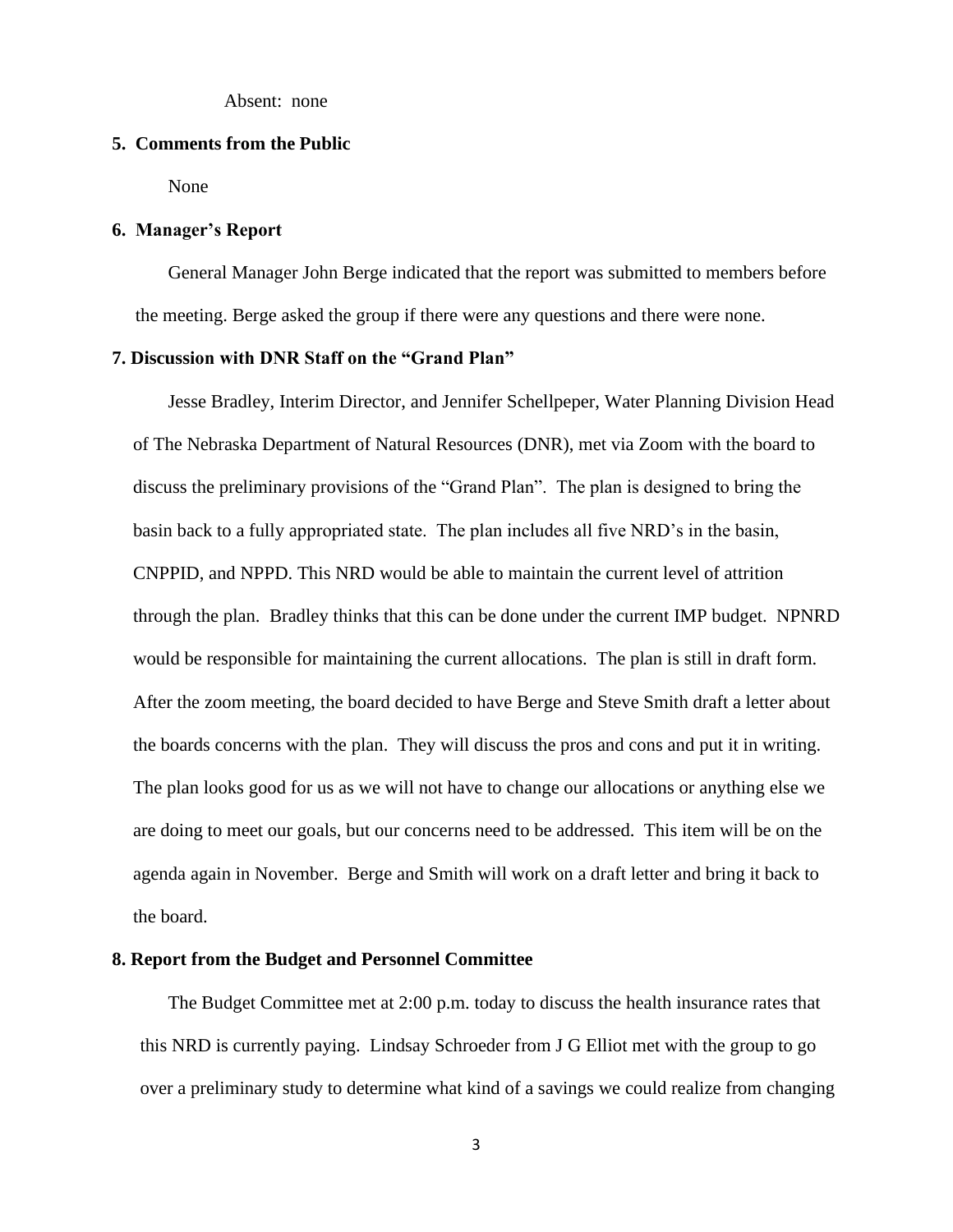Absent: none

**5. Comments from the Public**

None

**6. Manager's Report**

General Manager John Berge indicated that the report was submitted to members before the meeting. Berge asked the group if there were any questions and there were none.

**7. Discussion with DNR Staff on the "Grand Plan"**

Jesse Bradley, Interim Director, and Jennifer Schellpeper, Water Planning Division Head of The Nebraska Department of Natural Resources (DNR), met via Zoom with the board to discuss the preliminary provisions of the "Grand Plan". The plan is designed to bring the basin back to a fully appropriated state. The plan includes all five NRD's in the basin, CNPPID, and NPPD. This NRD would be able to maintain the current level of attrition through the plan. Bradley thinks that this can be done under the current IMP budget. NPNRD would be responsible for maintaining the current allocations. The plan is still in draft form. After the zoom meeting, the board decided to have Berge and Steve Smith draft a letter about the boards concerns with the plan. They will discuss the pros and cons and put it in writing. The plan looks good for us as we will not have to change our allocations or anything else we are doing to meet our goals, but our concerns need to be addressed. This item will be on the agenda again in November. Berge and Smith will work on a draft letter and bring it back to the board.

**8. Report from the Budget and Personnel Committee**

The Budget Committee met at 2:00 p.m. today to discuss the health insurance rates that this NRD is currently paying. Lindsay Schroeder from J G Elliot met with the group to go over a preliminary study to determine what kind of a savings we could realize from changing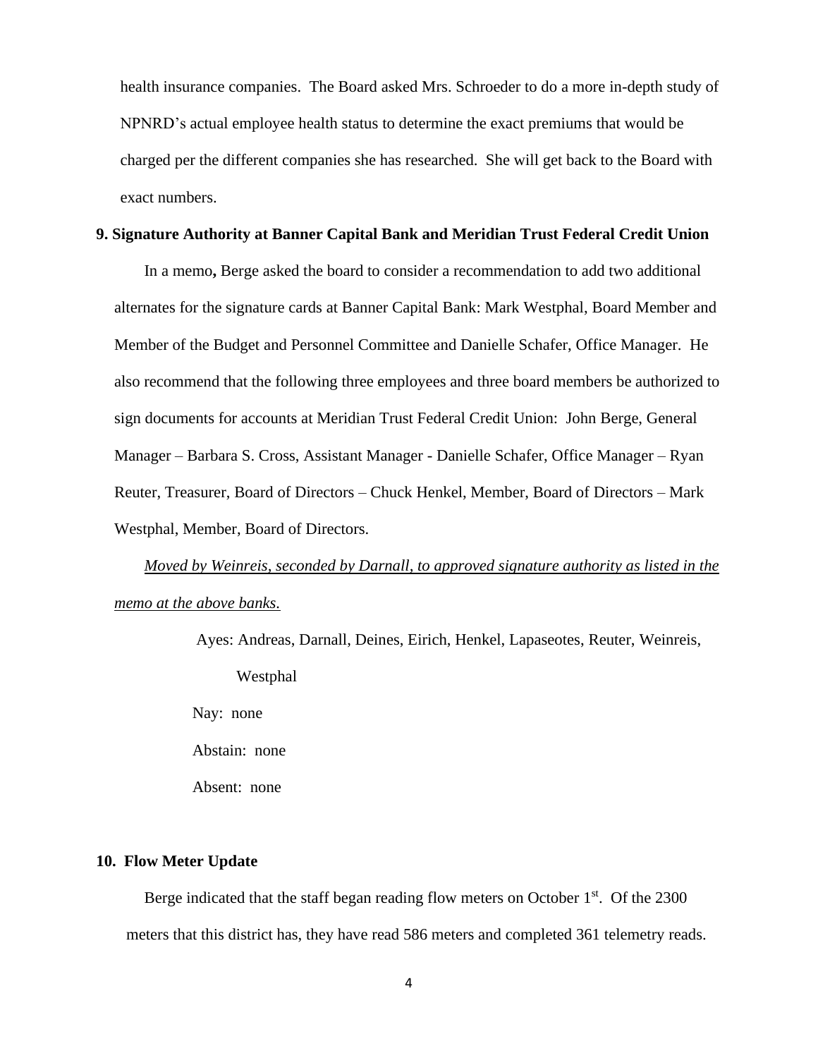health insurance companies. The Board asked Mrs. Schroeder to do a more in-depth study of NPNRD's actual employee health status to determine the exact premiums that would be charged per the different companies she has researched. She will get back to the Board with exact numbers.

**9. Signature Authority at Banner Capital Bank and Meridian Trust Federal Credit Union**

In a memo**,** Berge asked the board to consider a recommendation to add two additional alternates for the signature cards at Banner Capital Bank: Mark Westphal, Board Member and Member of the Budget and Personnel Committee and Danielle Schafer, Office Manager. He also recommend that the following three employees and three board members be authorized to sign documents for accounts at Meridian Trust Federal Credit Union: John Berge, General Manager – Barbara S. Cross, Assistant Manager - Danielle Schafer, Office Manager – Ryan Reuter, Treasurer, Board of Directors – Chuck Henkel, Member, Board of Directors – Mark Westphal, Member, Board of Directors.

*Moved by Weinreis, seconded by Darnall, to approved signature authority as listed in the memo at the above banks.*

Ayes: Andreas, Darnall, Deines, Eirich, Henkel, Lapaseotes, Reuter, Weinreis, Westphal

Nay: none

Abstain: none

Absent: none

**10. Flow Meter Update**

Berge indicated that the staff began reading flow meters on October 1st. Of the 2300 meters that this district has, they have read 586 meters and completed 361 telemetry reads.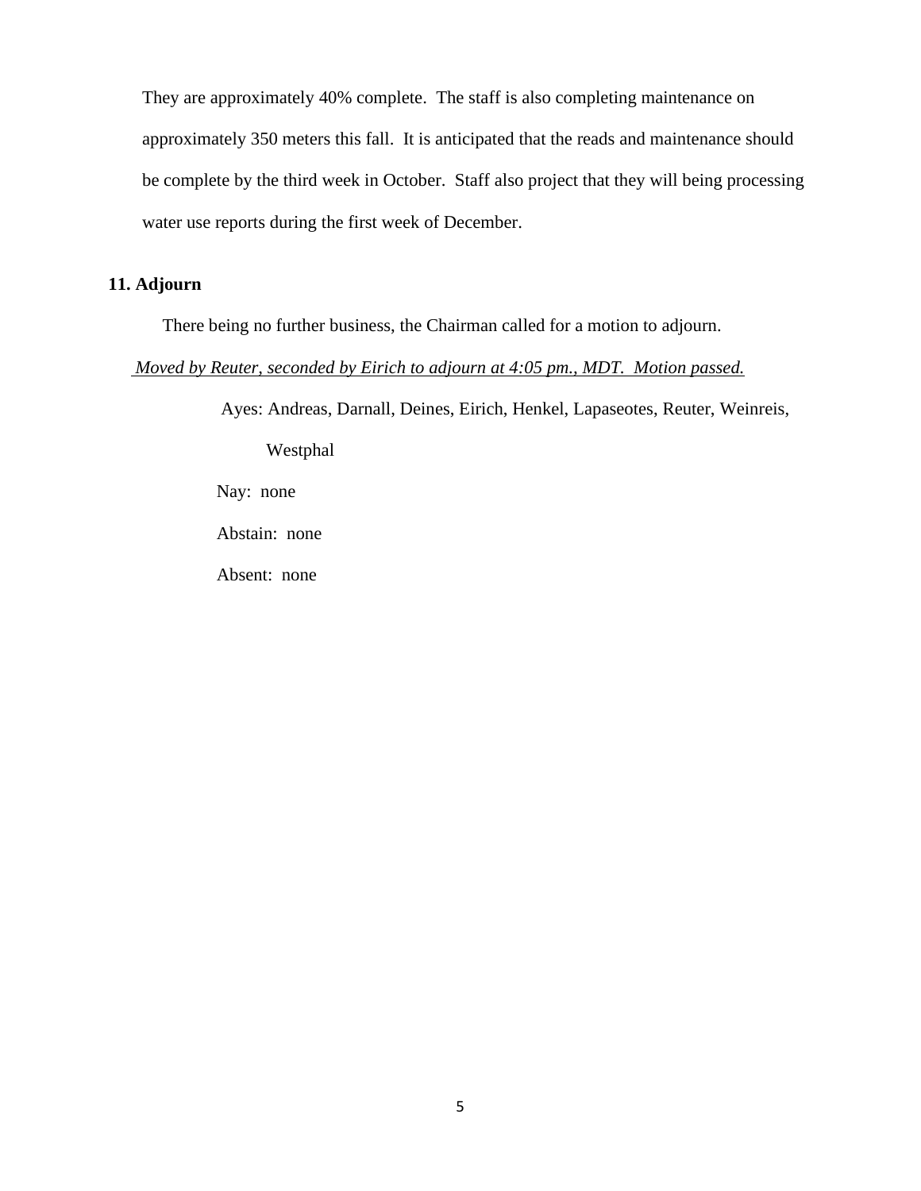They are approximately 40% complete. The staff is also completing maintenance on approximately 350 meters this fall. It is anticipated that the reads and maintenance should be complete by the third week in October. Staff also project that they will being processing water use reports during the first week of December.

**11. Adjourn**

There being no further business, the Chairman called for a motion to adjourn.

*Moved by Reuter, seconded by Eirich to adjourn at 4:05 pm., MDT. Motion passed.*

Ayes: Andreas, Darnall, Deines, Eirich, Henkel, Lapaseotes, Reuter, Weinreis, Westphal

Nay: none

Abstain: none

Absent: none